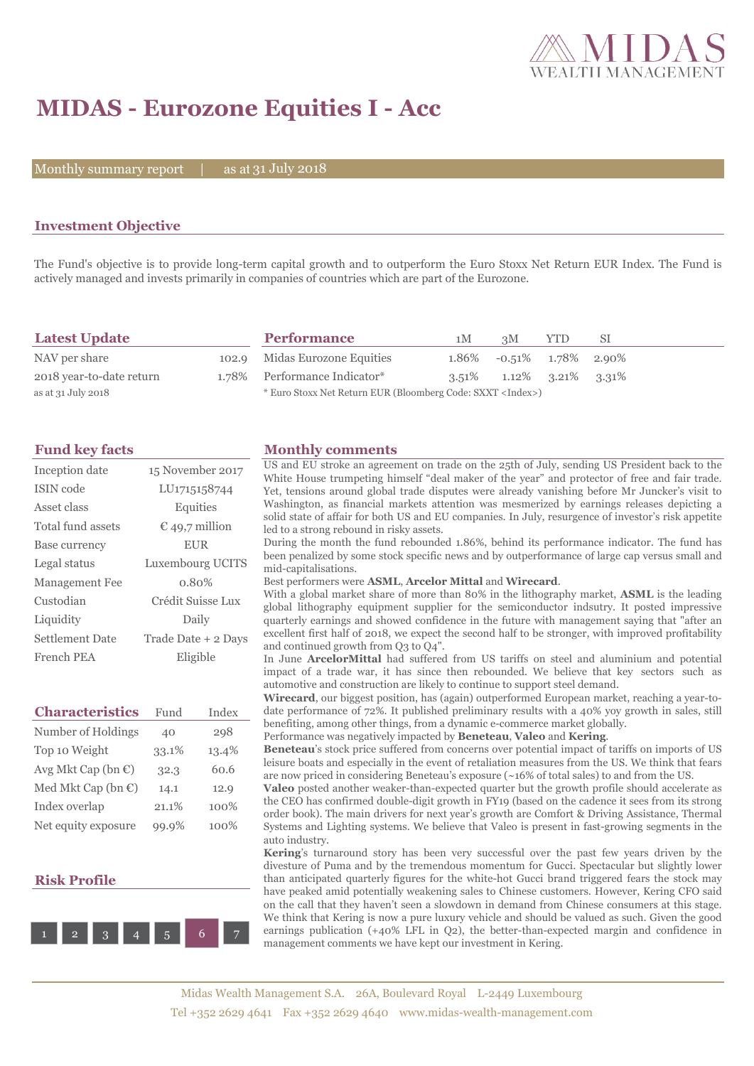# MIDAS - Eurozone Equities I - Acc

Monthly summary report | as at 31 July 2018

## Investment Objective

The Fund's objective is to provide long-term capital growth and to outperform the Euro Stoxx Net Return EUR Index. The Fund is actively managed and invests primarily in companies of countries which are part of the Eurozone.

## Latest Update

| | |
|---|---|
| NAV per share | 102.9 |
| 2018 year-to-date return | 1.78% |

as at 31 July 2018

## Performance

| | 1M | 3M | YTD | SI |
|---|---|---|---|---|
| Midas Eurozone Equities | 1.86% | -0.51% | 1.78% | 2.90% |
| Performance Indicator* | 3.51% | 1.12% | 3.21% | 3.31% |

* Euro Stoxx Net Return EUR (Bloomberg Code: SXXT <Index>)

## Fund key facts

| | |
|---|---|
| Inception date | 15 November 2017 |
| ISIN code | LU1715158744 |
| Asset class | Equities |
| Total fund assets | € 49,7 million |
| Base currency | EUR |
| Legal status | Luxembourg UCITS |
| Management Fee | 0.80% |
| Custodian | Crédit Suisse Lux |
| Liquidity | Daily |
| Settlement Date | Trade Date + 2 Days |
| French PEA | Eligible |

## Characteristics

| | Fund | Index |
|---|---|---|
| Number of Holdings | 40 | 298 |
| Top 10 Weight | 33.1% | 13.4% |
| Avg Mkt Cap (bn €) | 32.3 | 60.6 |
| Med Mkt Cap (bn €) | 14.1 | 12.9 |
| Index overlap | 21.1% | 100% |
| Net equity exposure | 99.9% | 100% |

## Risk Profile

1 2 3 4 5 **6** 7

## Monthly comments

US and EU stroke an agreement on trade on the 25th of July, sending US President back to the White House trumpeting himself "deal maker of the year" and protector of free and fair trade. Yet, tensions around global trade disputes were already vanishing before Mr Juncker's visit to Washington, as financial markets attention was mesmerized by earnings releases depicting a solid state of affair for both US and EU companies. In July, resurgence of investor's risk appetite led to a strong rebound in risky assets.

During the month the fund rebounded 1.86%, behind its performance indicator. The fund has been penalized by some stock specific news and by outperformance of large cap versus small and mid-capitalisations.

Best performers were **ASML**, **Arcelor Mittal** and **Wirecard**.

With a global market share of more than 80% in the lithography market, **ASML** is the leading global lithography equipment supplier for the semiconductor indsutry. It posted impressive quarterly earnings and showed confidence in the future with management saying that "after an excellent first half of 2018, we expect the second half to be stronger, with improved profitability and continued growth from Q3 to Q4".

In June **ArcelorMittal** had suffered from US tariffs on steel and aluminium and potential impact of a trade war, it has since then rebounded. We believe that key sectors such as automotive and construction are likely to continue to support steel demand.

**Wirecard**, our biggest position, has (again) outperformed European market, reaching a year-to-date performance of 72%. It published preliminary results with a 40% yoy growth in sales, still benefiting, among other things, from a dynamic e-commerce market globally.

Performance was negatively impacted by **Beneteau**, **Valeo** and **Kering**.

**Beneteau**'s stock price suffered from concerns over potential impact of tariffs on imports of US leisure boats and especially in the event of retaliation measures from the US. We think that fears are now priced in considering Beneteau's exposure (~16% of total sales) to and from the US.

**Valeo** posted another weaker-than-expected quarter but the growth profile should accelerate as the CEO has confirmed double-digit growth in FY19 (based on the cadence it sees from its strong order book). The main drivers for next year's growth are Comfort & Driving Assistance, Thermal Systems and Lighting systems. We believe that Valeo is present in fast-growing segments in the auto industry.

**Kering**'s turnaround story has been very successful over the past few years driven by the divesture of Puma and by the tremendous momentum for Gucci. Spectacular but slightly lower than anticipated quarterly figures for the white-hot Gucci brand triggered fears the stock may have peaked amid potentially weakening sales to Chinese customers. However, Kering CFO said on the call that they haven't seen a slowdown in demand from Chinese consumers at this stage. We think that Kering is now a pure luxury vehicle and should be valued as such. Given the good earnings publication (+40% LFL in Q2), the better-than-expected margin and confidence in management comments we have kept our investment in Kering.

Midas Wealth Management S.A. 26A, Boulevard Royal L-2449 Luxembourg
Tel +352 2629 4641 Fax +352 2629 4640 www.midas-wealth-management.com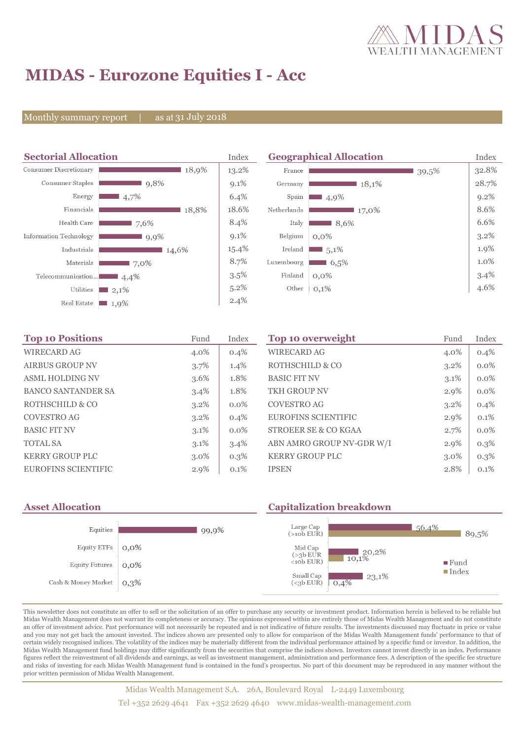# MIDAS - Eurozone Equities I - Acc

Monthly summary report | as at 31 July 2018

## Sectorial Allocation

Index

Consumer Discretionary 18,9% 13.2%
Consumer Staples 9,8% 9.1%
Energy 4,7% 6.4%
Financials 18,8% 18.6%
Health Care 7,6% 8.4%
Information Technology 9,9% 9.1%
Industrials 14,6% 15.4%
Materials 7,0% 8.7%
Telecommunication... 4,4% 3.5%
Utilities 2,1% 5.2%
Real Estate 1,9% 2.4%

## Geographical Allocation

Index

France 39,5% 32.8%
Germany 18,1% 28.7%
Spain 4,9% 9.2%
Netherlands 17,0% 8.6%
Italy 8,6% 6.6%
Belgium 0,0% 3.2%
Ireland 5,1% 1.9%
Luxembourg 6,5% 1.0%
Finland 0,0% 3.4%
Other 0,1% 4.6%

| Top 10 Positions | Fund | Index |
|---|---|---|
| WIRECARD AG | 4.0% | 0.4% |
| AIRBUS GROUP NV | 3.7% | 1.4% |
| ASML HOLDING NV | 3.6% | 1.8% |
| BANCO SANTANDER SA | 3.4% | 1.8% |
| ROTHSCHILD & CO | 3.2% | 0.0% |
| COVESTRO AG | 3.2% | 0.4% |
| BASIC FIT NV | 3.1% | 0.0% |
| TOTAL SA | 3.1% | 3.4% |
| KERRY GROUP PLC | 3.0% | 0.3% |
| EUROFINS SCIENTIFIC | 2.9% | 0.1% |

| Top 10 overweight | Fund | Index |
|---|---|---|
| WIRECARD AG | 4.0% | 0.4% |
| ROTHSCHILD & CO | 3.2% | 0.0% |
| BASIC FIT NV | 3.1% | 0.0% |
| TKH GROUP NV | 2.9% | 0.0% |
| COVESTRO AG | 3.2% | 0.4% |
| EUROFINS SCIENTIFIC | 2.9% | 0.1% |
| STROEER SE & CO KGAA | 2.7% | 0.0% |
| ABN AMRO GROUP NV-GDR W/I | 2.9% | 0.3% |
| KERRY GROUP PLC | 3.0% | 0.3% |
| IPSEN | 2.8% | 0.1% |

## Asset Allocation

Equities 99,9%
Equity ETFs 0,0%
Equity Futures 0,0%
Cash & Money Market 0,3%

## Capitalization breakdown

Large Cap (>10b EUR) 56,4% 89,5%
Mid Cap (>3b EUR <10b EUR) 20,2% 10,1%
Small Cap (<3b EUR) 23,1% 0,4%

Fund
Index

This newsletter does not constitute an offer to sell or the solicitation of an offer to purchase any security or investment product. Information herein is believed to be reliable but Midas Wealth Management does not warrant its completeness or accuracy. The opinions expressed within are entirely those of Midas Wealth Management and do not constitute an offer of investment advice. Past performance will not necessarily be repeated and is not indicative of future results. The investments discussed may fluctuate in price or value and you may not get back the amount invested. The indices shown are presented only to allow for comparison of the Midas Wealth Management funds' performance to that of certain widely recognised indices. The volatility of the indices may be materially different from the individual performance attained by a specific fund or investor. In addition, the Midas Wealth Management fund holdings may differ significantly from the securities that comprise the indices shown. Investors cannot invest directly in an index. Performance figures reflect the reinvestment of all dividends and earnings, as well as investment management, administration and performance fees. A description of the specific fee structure and risks of investing for each Midas Wealth Management fund is contained in the fund's prospectus. No part of this document may be reproduced in any manner without the prior written permission of Midas Wealth Management.

Midas Wealth Management S.A. 26A, Boulevard Royal L-2449 Luxembourg
Tel +352 2629 4641 Fax +352 2629 4640 www.midas-wealth-management.com